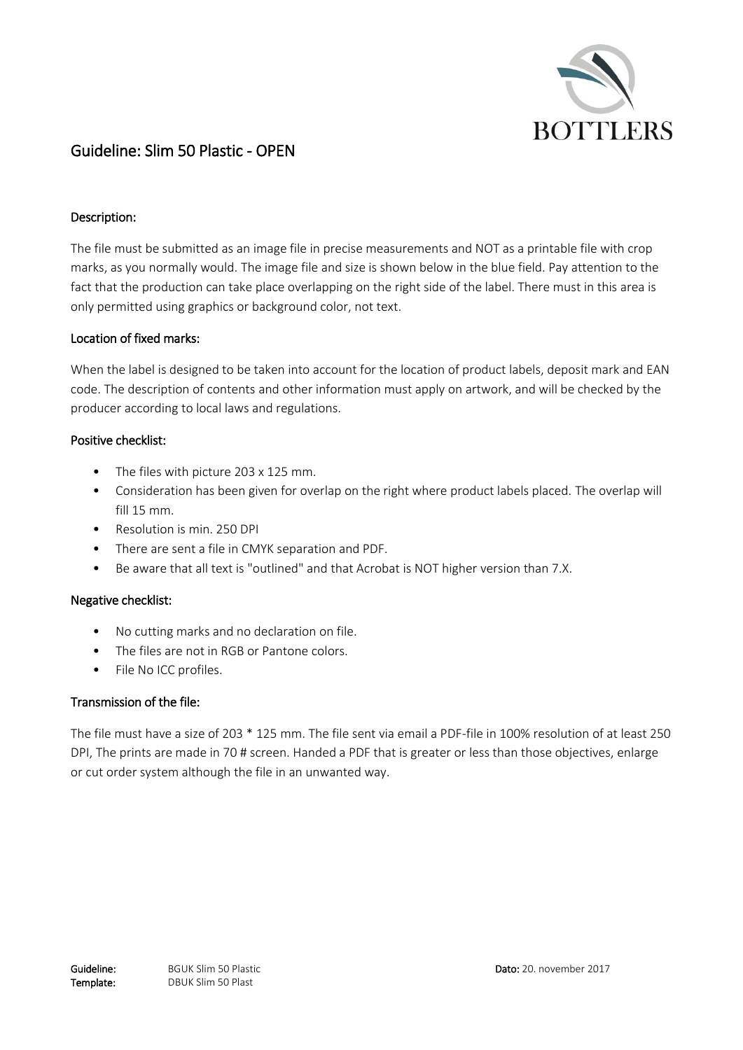BOTTLERS

# Guideline: Slim 50 Plastic - OPEN

## Description:

The file must be submitted as an image file in precise measurements and NOT as a printable file with crop marks, as you normally would. The image file and size is shown below in the blue field. Pay attention to the fact that the production can take place overlapping on the right side of the label. There must in this area is only permitted using graphics or background color, not text.

## Location of fixed marks:

When the label is designed to be taken into account for the location of product labels, deposit mark and EAN code. The description of contents and other information must apply on artwork, and will be checked by the producer according to local laws and regulations.

## Positive checklist:

- The files with picture 203 x 125 mm.
- Consideration has been given for overlap on the right where product labels placed. The overlap will fill 15 mm.
- Resolution is min. 250 DPI
- There are sent a file in CMYK separation and PDF.
- Be aware that all text is "outlined" and that Acrobat is NOT higher version than 7.X.

## Negative checklist:

- No cutting marks and no declaration on file.
- The files are not in RGB or Pantone colors.
- File No ICC profiles.

## Transmission of the file:

The file must have a size of 203 * 125 mm. The file sent via email a PDF-file in 100% resolution of at least 250 DPI, The prints are made in 70 # screen. Handed a PDF that is greater or less than those objectives, enlarge or cut order system although the file in an unwanted way.

**Guideline:** BGUK Slim 50 Plastic
**Template:** DBUK Slim 50 Plast
**Dato:** 20. november 2017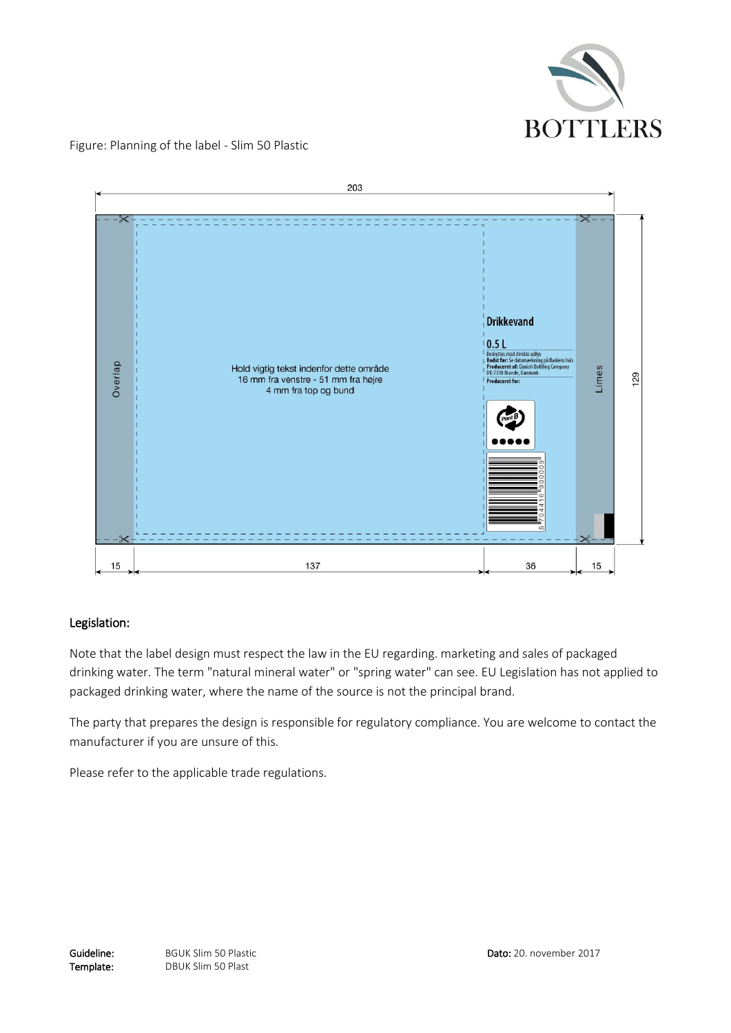Figure: Planning of the label - Slim 50 Plastic

203

Overlap

Hold vigtig tekst indenfor dette område
16 mm fra venstre - 51 mm fra højre
4 mm fra top og bund

Drikkevand

0.5 L

Beskyttes mod direkte sollys
Bedst for: Se datomærkning på flaskens hals
Produceret af: Danish Bottling Company
DK-7330 Brande, Danmark
Produceret for:

Limes

129

15 137 36 15

## Legislation:

Note that the label design must respect the law in the EU regarding. marketing and sales of packaged drinking water. The term "natural mineral water" or "spring water" can see. EU Legislation has not applied to packaged drinking water, where the name of the source is not the principal brand.

The party that prepares the design is responsible for regulatory compliance. You are welcome to contact the manufacturer if you are unsure of this.

Please refer to the applicable trade regulations.

**Guideline:** BGUK Slim 50 Plastic
**Template:** DBUK Slim 50 Plast

**Dato:** 20. november 2017